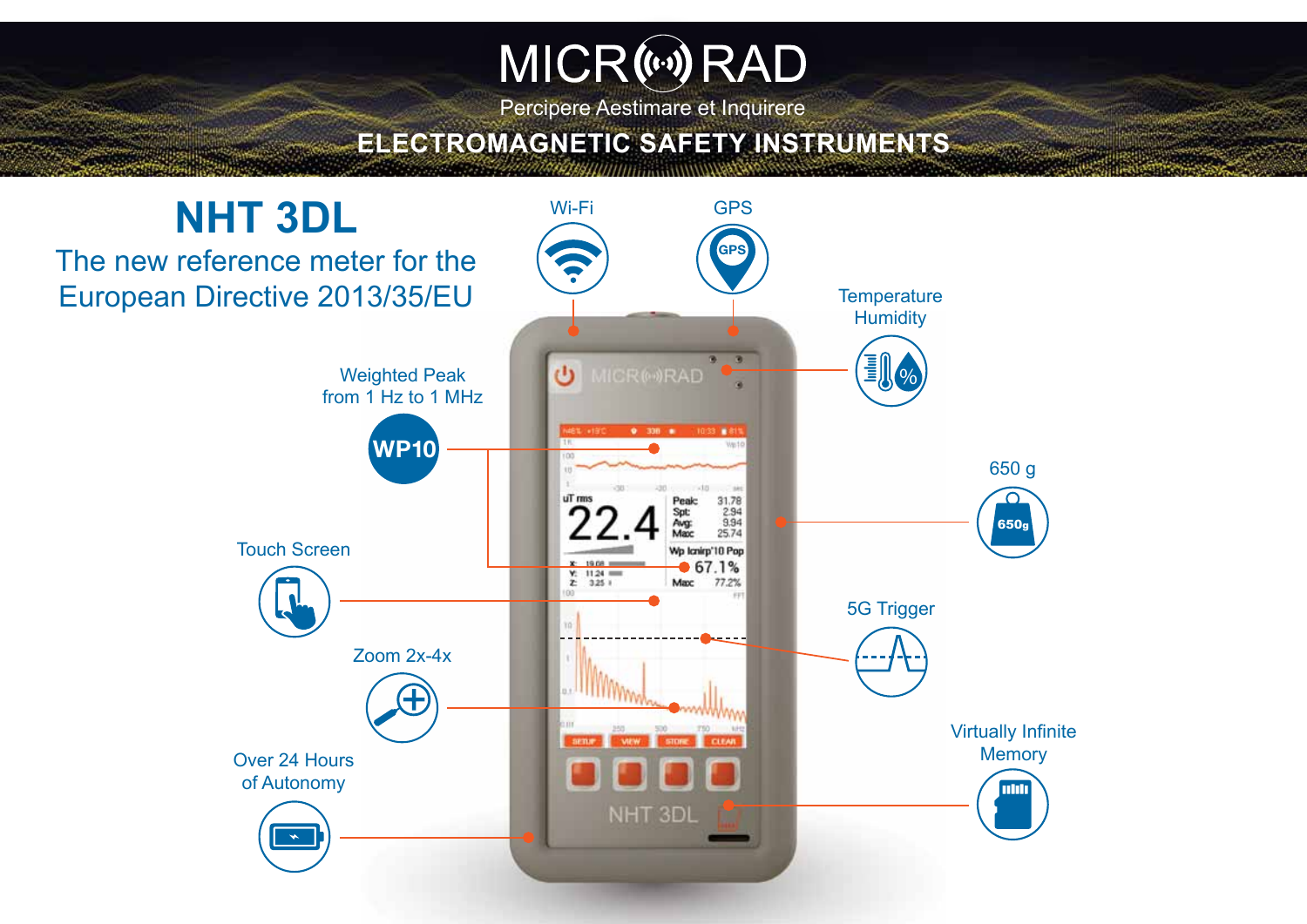# MICRORAD

Percipere Aestimare et Inquirere

## ELECTROMAGNETIC SAFETY INSTRUMENTS

# NHT 3DL

The new reference meter for the European Directive 2013/35/EU

- Wi-Fi
- GPS
- Temperature Humidity
- Weighted Peak from 1 Hz to 1 MHz (WP10)
- 650 g
- Touch Screen
- 5G Trigger
- Zoom 2x-4x
- Virtually Infinite Memory
- Over 24 Hours of Autonomy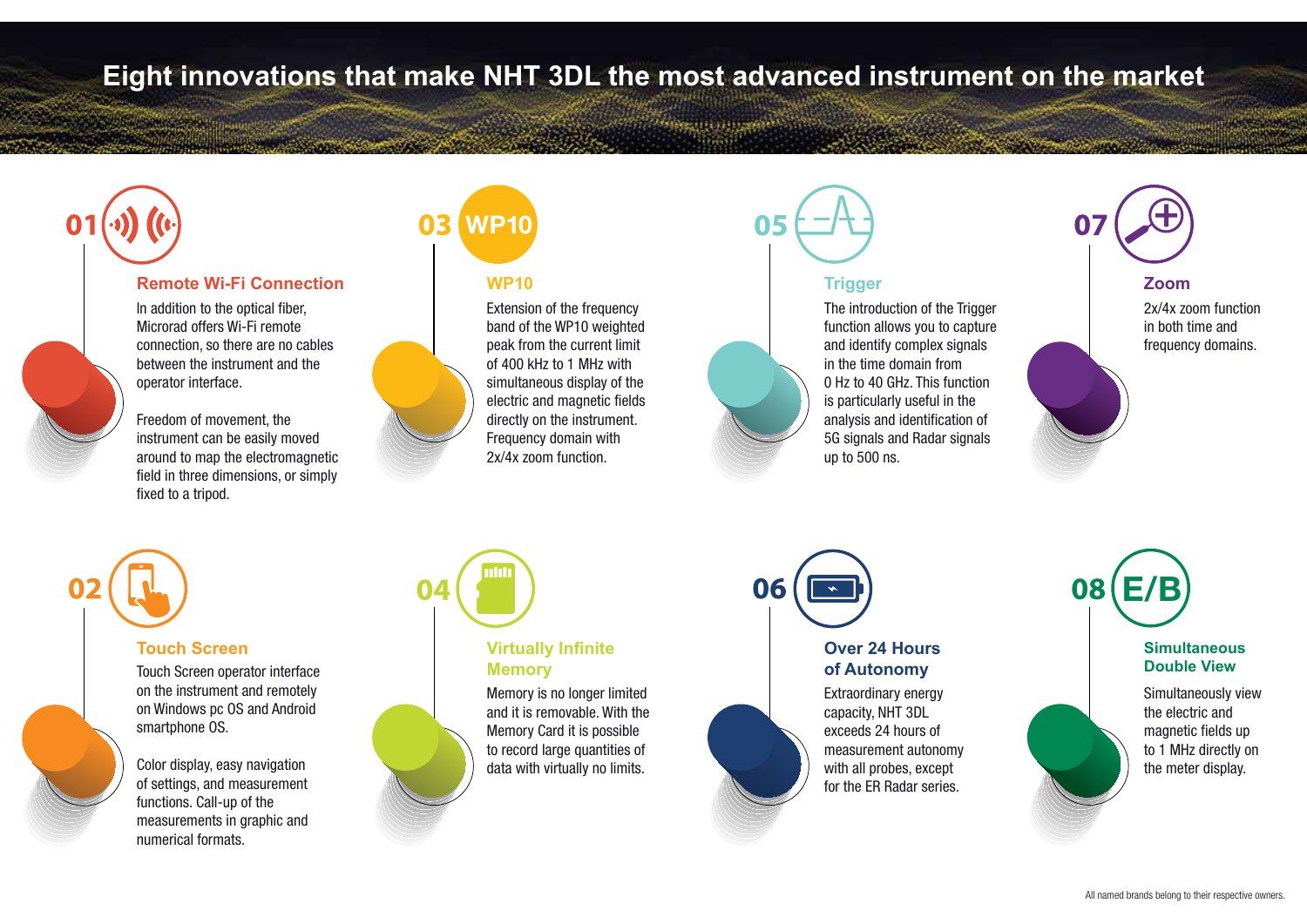# Eight innovations that make NHT 3DL the most advanced instrument on the market

## 01 Remote Wi-Fi Connection

In addition to the optical fiber, Microrad offers Wi-Fi remote connection, so there are no cables between the instrument and the operator interface.

Freedom of movement, the instrument can be easily moved around to map the electromagnetic field in three dimensions, or simply fixed to a tripod.

## 02 Touch Screen

Touch Screen operator interface on the instrument and remotely on Windows pc OS and Android smartphone OS.

Color display, easy navigation of settings, and measurement functions. Call-up of the measurements in graphic and numerical formats.

## 03 WP10

Extension of the frequency band of the WP10 weighted peak from the current limit of 400 kHz to 1 MHz with simultaneous display of the electric and magnetic fields directly on the instrument. Frequency domain with 2x/4x zoom function.

## 04 Virtually Infinite Memory

Memory is no longer limited and it is removable. With the Memory Card it is possible to record large quantities of data with virtually no limits.

## 05 Trigger

The introduction of the Trigger function allows you to capture and identify complex signals in the time domain from 0 Hz to 40 GHz. This function is particularly useful in the analysis and identification of 5G signals and Radar signals up to 500 ns.

## 06 Over 24 Hours of Autonomy

Extraordinary energy capacity, NHT 3DL exceeds 24 hours of measurement autonomy with all probes, except for the ER Radar series.

## 07 Zoom

2x/4x zoom function in both time and frequency domains.

## 08 Simultaneous Double View

Simultaneously view the electric and magnetic fields up to 1 MHz directly on the meter display.

All named brands belong to their respective owners.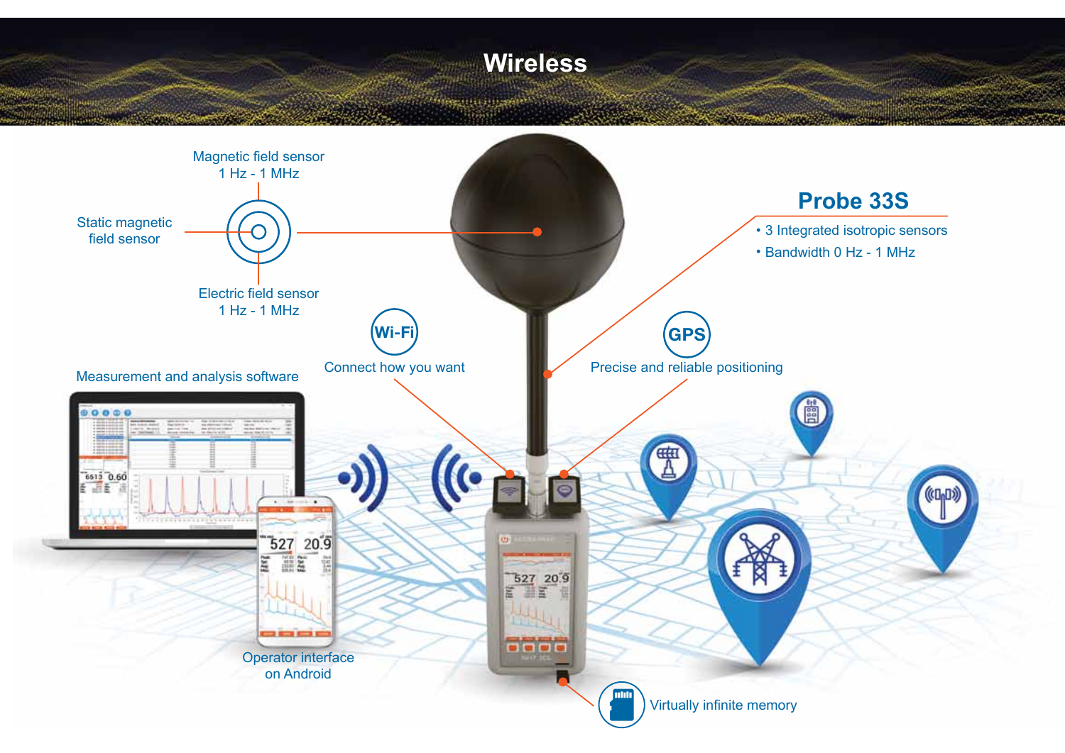# Wireless

Magnetic field sensor
1 Hz - 1 MHz

Static magnetic field sensor

Electric field sensor
1 Hz - 1 MHz

## Probe 33S

- 3 Integrated isotropic sensors
- Bandwidth 0 Hz - 1 MHz

Wi-Fi
Connect how you want

GPS
Precise and reliable positioning

Measurement and analysis software

Operator interface on Android

Virtually infinite memory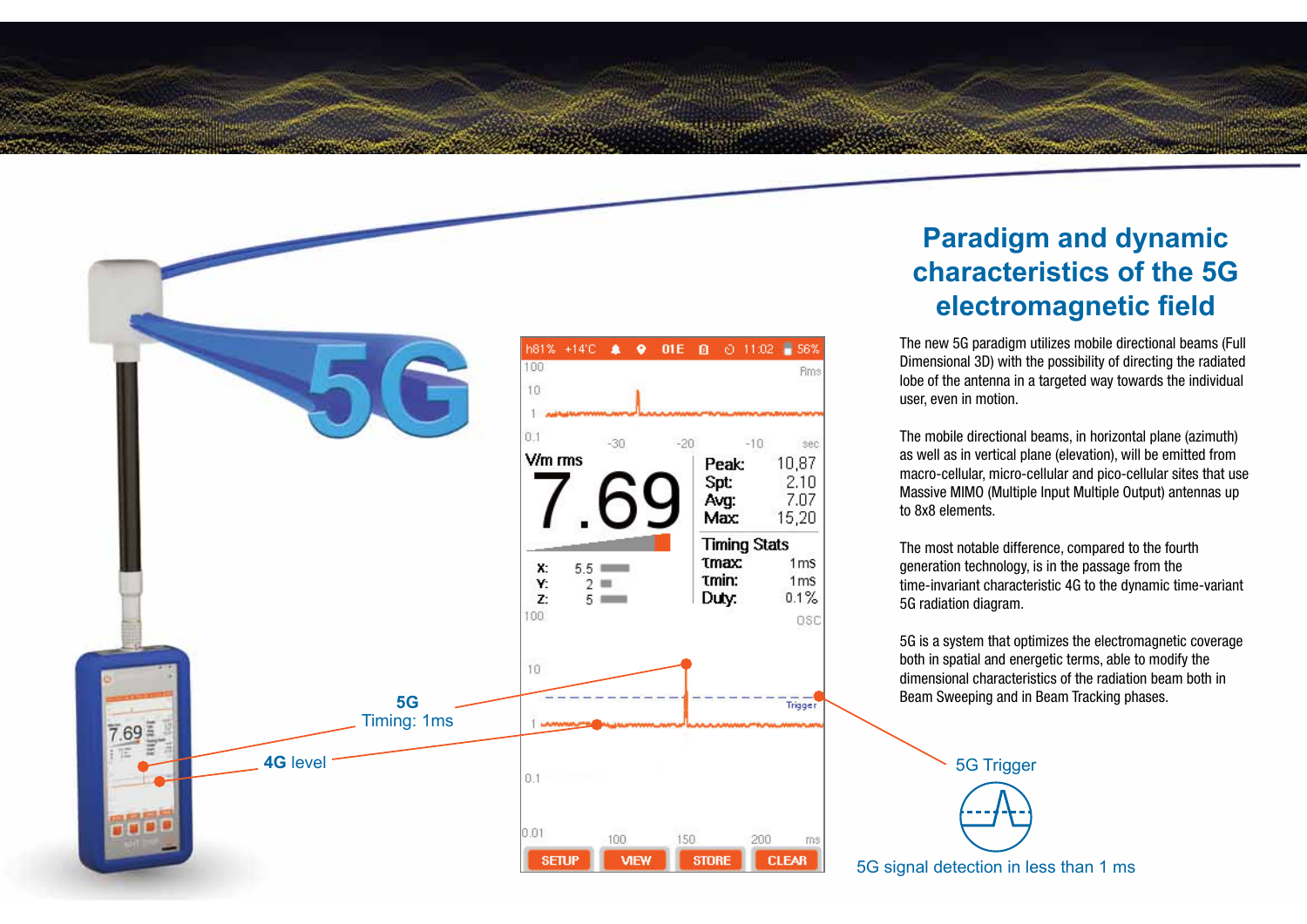## Paradigm and dynamic characteristics of the 5G electromagnetic field

The new 5G paradigm utilizes mobile directional beams (Full Dimensional 3D) with the possibility of directing the radiated lobe of the antenna in a targeted way towards the individual user, even in motion.

The mobile directional beams, in horizontal plane (azimuth) as well as in vertical plane (elevation), will be emitted from macro-cellular, micro-cellular and pico-cellular sites that use Massive MIMO (Multiple Input Multiple Output) antennas up to 8x8 elements.

The most notable difference, compared to the fourth generation technology, is in the passage from the time-invariant characteristic 4G to the dynamic time-variant 5G radiation diagram.

5G is a system that optimizes the electromagnetic coverage both in spatial and energetic terms, able to modify the dimensional characteristics of the radiation beam both in Beam Sweeping and in Beam Tracking phases.

**5G**
Timing: 1ms

**4G** level

5G Trigger

5G signal detection in less than 1 ms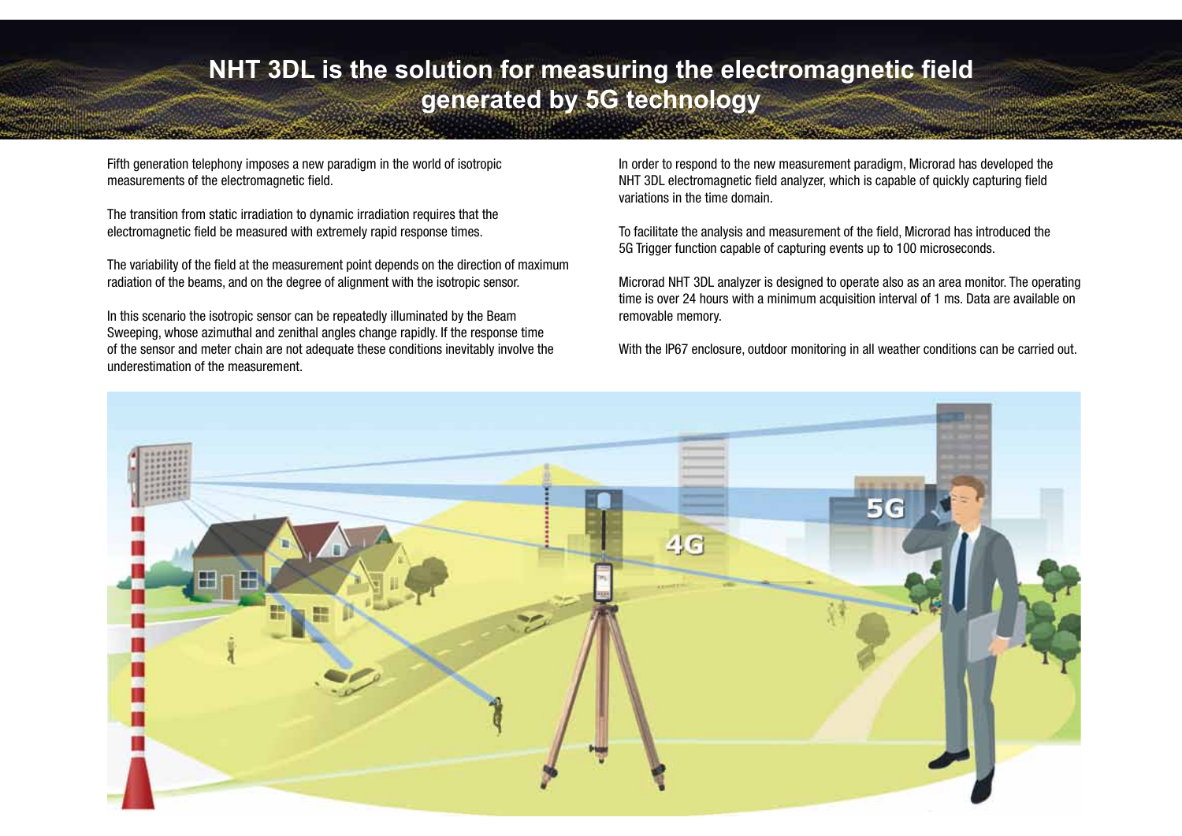# NHT 3DL is the solution for measuring the electromagnetic field generated by 5G technology

Fifth generation telephony imposes a new paradigm in the world of isotropic measurements of the electromagnetic field.

The transition from static irradiation to dynamic irradiation requires that the electromagnetic field be measured with extremely rapid response times.

The variability of the field at the measurement point depends on the direction of maximum radiation of the beams, and on the degree of alignment with the isotropic sensor.

In this scenario the isotropic sensor can be repeatedly illuminated by the Beam Sweeping, whose azimuthal and zenithal angles change rapidly. If the response time of the sensor and meter chain are not adequate these conditions inevitably involve the underestimation of the measurement.

In order to respond to the new measurement paradigm, Microrad has developed the NHT 3DL electromagnetic field analyzer, which is capable of quickly capturing field variations in the time domain.

To facilitate the analysis and measurement of the field, Microrad has introduced the 5G Trigger function capable of capturing events up to 100 microseconds.

Microrad NHT 3DL analyzer is designed to operate also as an area monitor. The operating time is over 24 hours with a minimum acquisition interval of 1 ms. Data are available on removable memory.

With the IP67 enclosure, outdoor monitoring in all weather conditions can be carried out.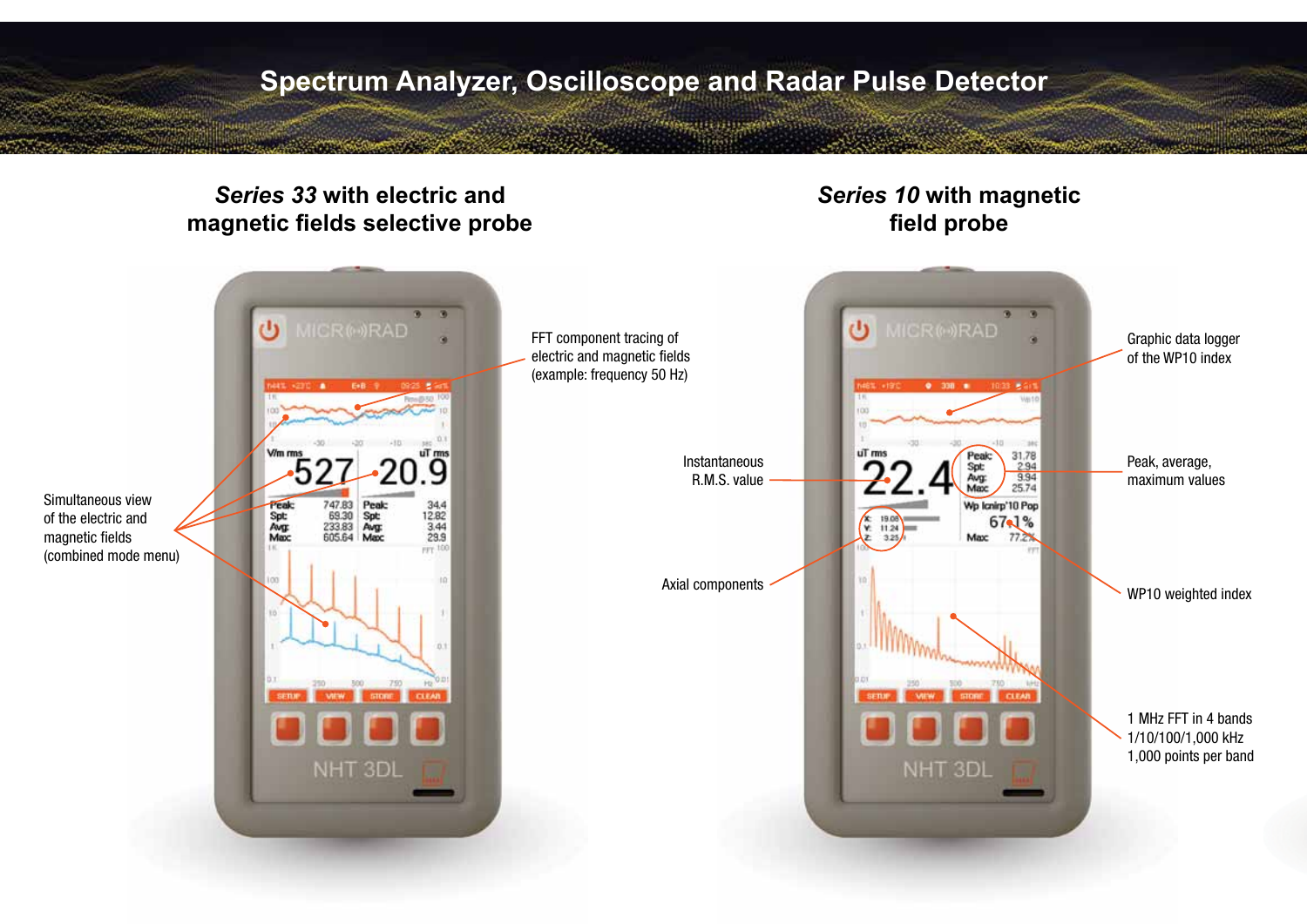# Spectrum Analyzer, Oscilloscope and Radar Pulse Detector

## *Series 33* with electric and magnetic fields selective probe

FFT component tracing of electric and magnetic fields (example: frequency 50 Hz)

Simultaneous view of the electric and magnetic fields (combined mode menu)

## *Series 10* with magnetic field probe

Graphic data logger of the WP10 index

Instantaneous R.M.S. value

Peak, average, maximum values

Axial components

WP10 weighted index

1 MHz FFT in 4 bands
1/10/100/1,000 kHz
1,000 points per band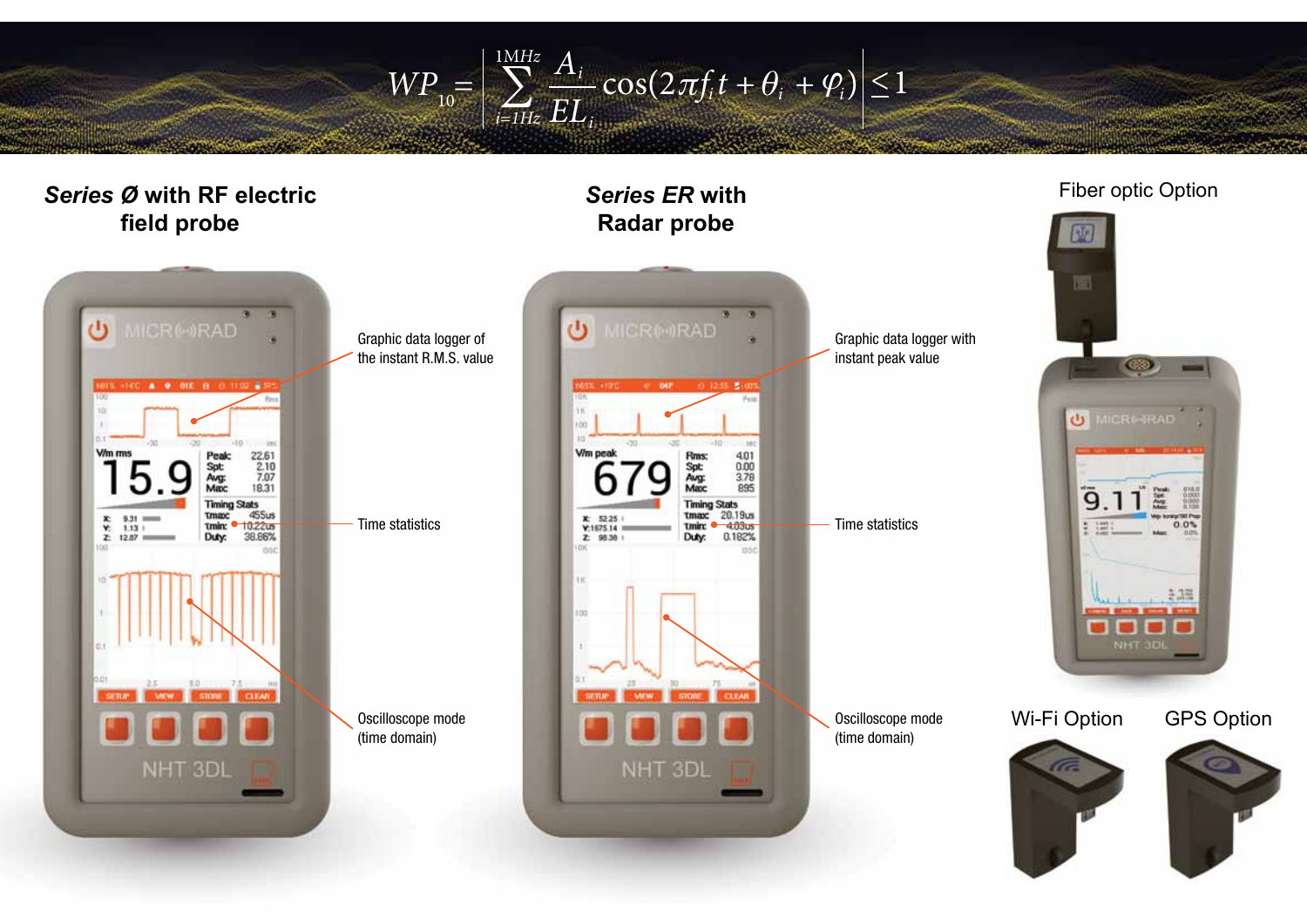$$WP_{10} = \left| \sum_{i=1Hz}^{1MHz} \frac{A_i}{EL_i} \cos(2\pi f_i t + \theta_i + \varphi_i) \right| \leq 1$$

**_Series Ø_ with RF electric field probe**

Graphic data logger of the instant R.M.S. value

Time statistics

Oscilloscope mode (time domain)

**_Series ER_ with Radar probe**

Graphic data logger with instant peak value

Time statistics

Oscilloscope mode (time domain)

Fiber optic Option

Wi-Fi Option

GPS Option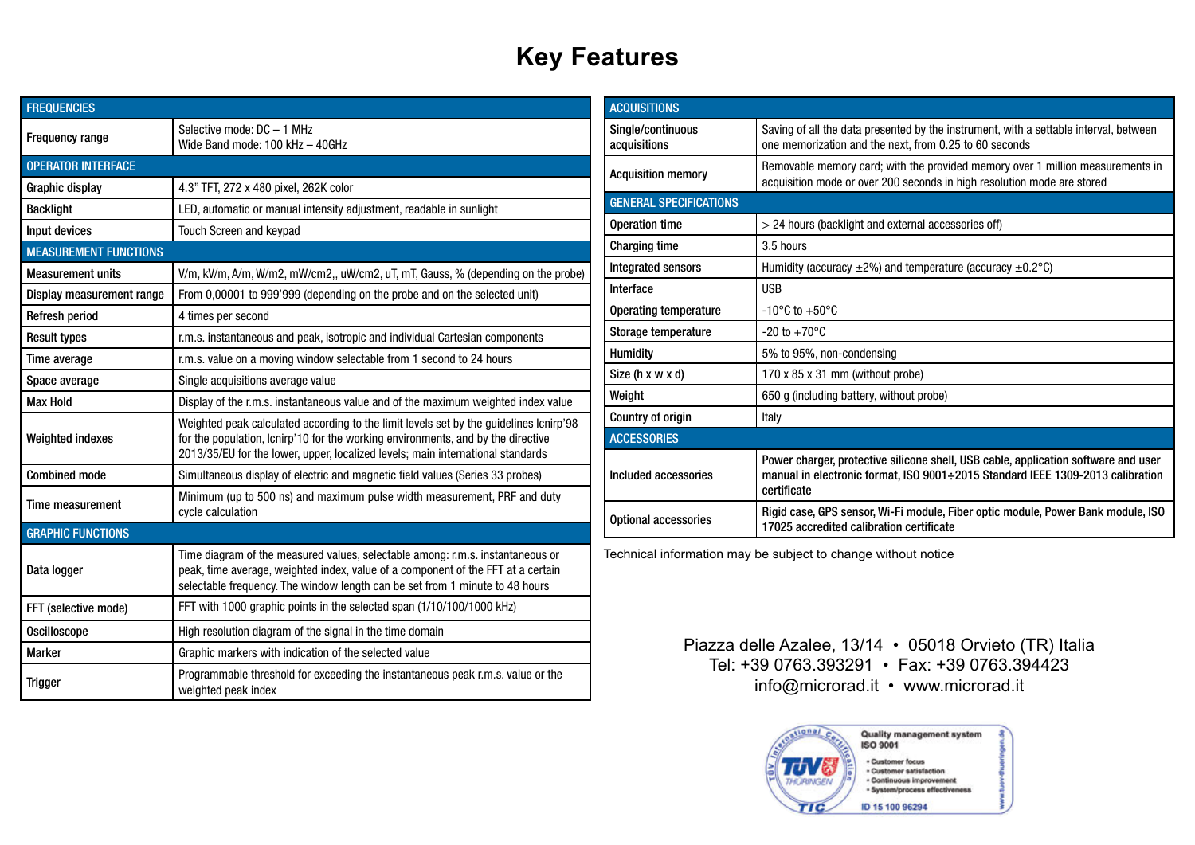# Key Features

| | |
|---|---|
| **FREQUENCIES** | |
| Frequency range | Selective mode: DC – 1 MHz<br>Wide Band mode: 100 kHz – 40GHz |
| **OPERATOR INTERFACE** | |
| Graphic display | 4.3" TFT, 272 x 480 pixel, 262K color |
| Backlight | LED, automatic or manual intensity adjustment, readable in sunlight |
| Input devices | Touch Screen and keypad |
| **MEASUREMENT FUNCTIONS** | |
| Measurement units | V/m, kV/m, A/m, W/m2, mW/cm2,, uW/cm2, uT, mT, Gauss, % (depending on the probe) |
| Display measurement range | From 0,00001 to 999'999 (depending on the probe and on the selected unit) |
| Refresh period | 4 times per second |
| Result types | r.m.s. instantaneous and peak, isotropic and individual Cartesian components |
| Time average | r.m.s. value on a moving window selectable from 1 second to 24 hours |
| Space average | Single acquisitions average value |
| Max Hold | Display of the r.m.s. instantaneous value and of the maximum weighted index value |
| Weighted indexes | Weighted peak calculated according to the limit levels set by the guidelines Icnirp'98 for the population, Icnirp'10 for the working environments, and by the directive 2013/35/EU for the lower, upper, localized levels; main international standards |
| Combined mode | Simultaneous display of electric and magnetic field values (Series 33 probes) |
| Time measurement | Minimum (up to 500 ns) and maximum pulse width measurement, PRF and duty cycle calculation |
| **GRAPHIC FUNCTIONS** | |
| Data logger | Time diagram of the measured values, selectable among: r.m.s. instantaneous or peak, time average, weighted index, value of a component of the FFT at a certain selectable frequency. The window length can be set from 1 minute to 48 hours |
| FFT (selective mode) | FFT with 1000 graphic points in the selected span (1/10/100/1000 kHz) |
| Oscilloscope | High resolution diagram of the signal in the time domain |
| Marker | Graphic markers with indication of the selected value |
| Trigger | Programmable threshold for exceeding the instantaneous peak r.m.s. value or the weighted peak index |

| | |
|---|---|
| **ACQUISITIONS** | |
| Single/continuous acquisitions | Saving of all the data presented by the instrument, with a settable interval, between one memorization and the next, from 0.25 to 60 seconds |
| Acquisition memory | Removable memory card; with the provided memory over 1 million measurements in acquisition mode or over 200 seconds in high resolution mode are stored |
| **GENERAL SPECIFICATIONS** | |
| Operation time | > 24 hours (backlight and external accessories off) |
| Charging time | 3.5 hours |
| Integrated sensors | Humidity (accuracy ±2%) and temperature (accuracy ±0.2°C) |
| Interface | USB |
| Operating temperature | -10°C to +50°C |
| Storage temperature | -20 to +70°C |
| Humidity | 5% to 95%, non-condensing |
| Size (h x w x d) | 170 x 85 x 31 mm (without probe) |
| Weight | 650 g (including battery, without probe) |
| Country of origin | Italy |
| **ACCESSORIES** | |
| Included accessories | **Power charger, protective silicone shell, USB cable, application software and user manual in electronic format, ISO 9001÷2015 Standard IEEE 1309-2013 calibration certificate** |
| Optional accessories | **Rigid case, GPS sensor, Wi-Fi module, Fiber optic module, Power Bank module, ISO 17025 accredited calibration certificate** |

Technical information may be subject to change without notice

Piazza delle Azalee, 13/14 • 05018 Orvieto (TR) Italia
Tel: +39 0763.393291 • Fax: +39 0763.394423
info@microrad.it • www.microrad.it

TÜV International Certification — TÜV THÜRINGEN — TIC

Quality management system
ISO 9001

- Customer focus
- Customer satisfaction
- Continuous improvement
- System/process effectiveness

ID 15 100 96294

www.tuev-thueringen.de